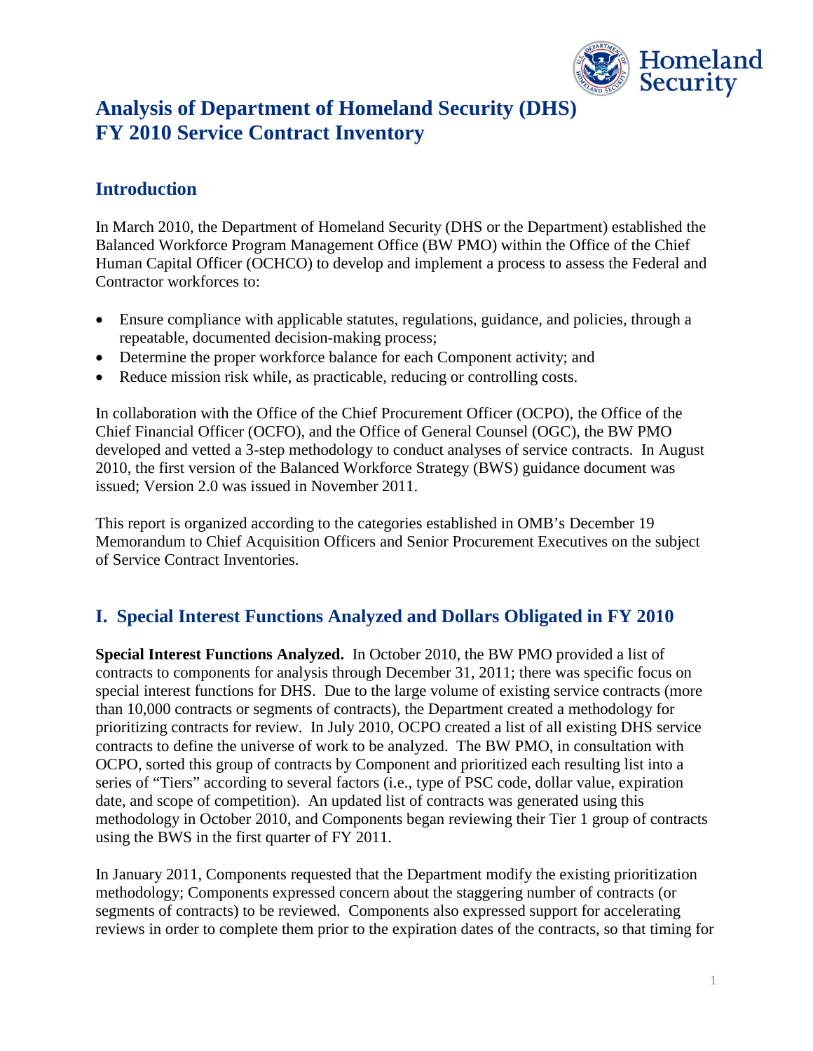# Analysis of Department of Homeland Security (DHS) FY 2010 Service Contract Inventory

## Introduction

In March 2010, the Department of Homeland Security (DHS or the Department) established the Balanced Workforce Program Management Office (BW PMO) within the Office of the Chief Human Capital Officer (OCHCO) to develop and implement a process to assess the Federal and Contractor workforces to:

- Ensure compliance with applicable statutes, regulations, guidance, and policies, through a repeatable, documented decision-making process;
- Determine the proper workforce balance for each Component activity; and
- Reduce mission risk while, as practicable, reducing or controlling costs.

In collaboration with the Office of the Chief Procurement Officer (OCPO), the Office of the Chief Financial Officer (OCFO), and the Office of General Counsel (OGC), the BW PMO developed and vetted a 3-step methodology to conduct analyses of service contracts. In August 2010, the first version of the Balanced Workforce Strategy (BWS) guidance document was issued; Version 2.0 was issued in November 2011.

This report is organized according to the categories established in OMB's December 19 Memorandum to Chief Acquisition Officers and Senior Procurement Executives on the subject of Service Contract Inventories.

## I. Special Interest Functions Analyzed and Dollars Obligated in FY 2010

**Special Interest Functions Analyzed.** In October 2010, the BW PMO provided a list of contracts to components for analysis through December 31, 2011; there was specific focus on special interest functions for DHS. Due to the large volume of existing service contracts (more than 10,000 contracts or segments of contracts), the Department created a methodology for prioritizing contracts for review. In July 2010, OCPO created a list of all existing DHS service contracts to define the universe of work to be analyzed. The BW PMO, in consultation with OCPO, sorted this group of contracts by Component and prioritized each resulting list into a series of "Tiers" according to several factors (i.e., type of PSC code, dollar value, expiration date, and scope of competition). An updated list of contracts was generated using this methodology in October 2010, and Components began reviewing their Tier 1 group of contracts using the BWS in the first quarter of FY 2011.

In January 2011, Components requested that the Department modify the existing prioritization methodology; Components expressed concern about the staggering number of contracts (or segments of contracts) to be reviewed. Components also expressed support for accelerating reviews in order to complete them prior to the expiration dates of the contracts, so that timing for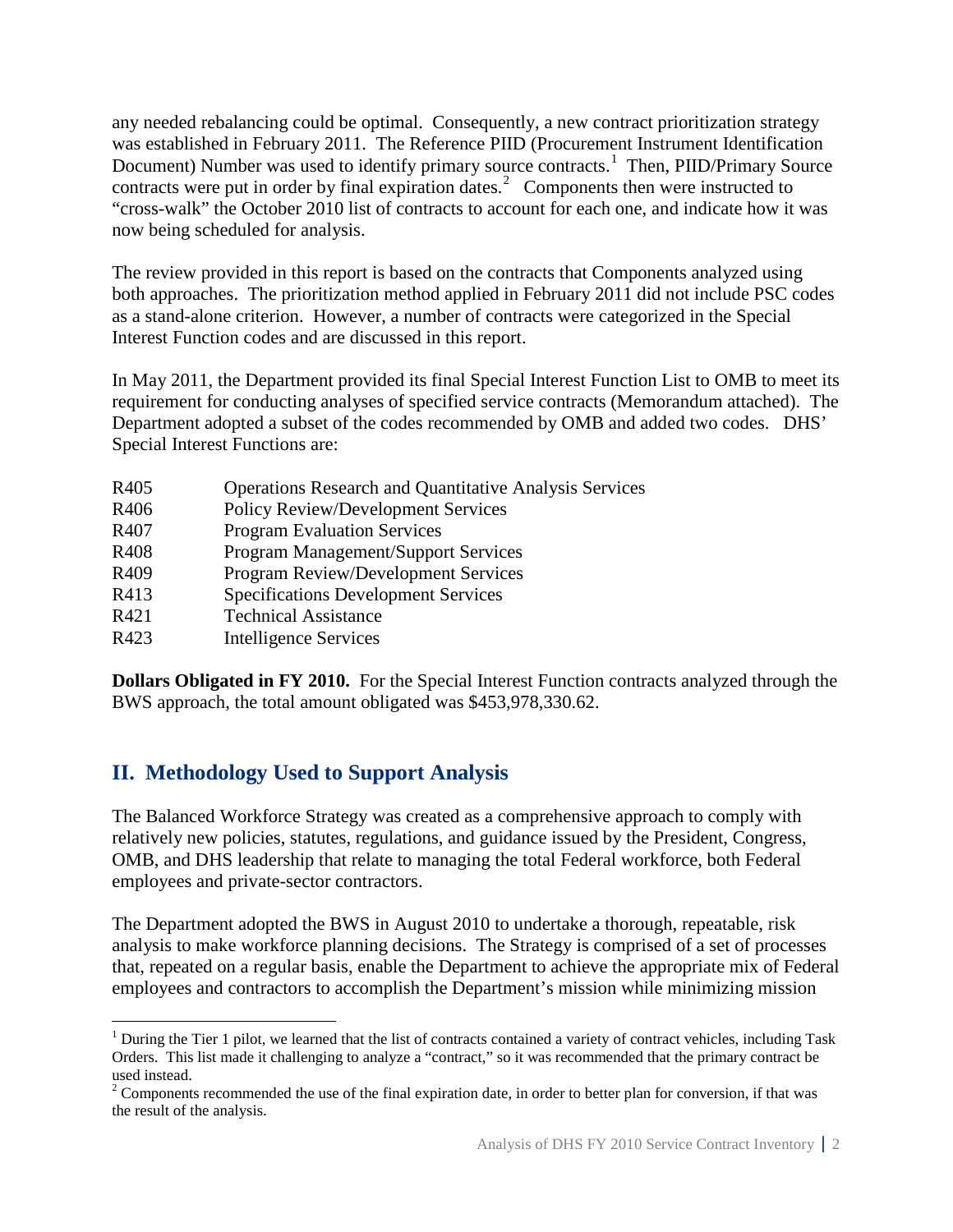any needed rebalancing could be optimal. Consequently, a new contract prioritization strategy was established in February 2011. The Reference PIID (Procurement Instrument Identification Document) Number was used to identify primary source contracts.[1] Then, PIID/Primary Source contracts were put in order by final expiration dates.[2] Components then were instructed to "cross-walk" the October 2010 list of contracts to account for each one, and indicate how it was now being scheduled for analysis.

The review provided in this report is based on the contracts that Components analyzed using both approaches. The prioritization method applied in February 2011 did not include PSC codes as a stand-alone criterion. However, a number of contracts were categorized in the Special Interest Function codes and are discussed in this report.

In May 2011, the Department provided its final Special Interest Function List to OMB to meet its requirement for conducting analyses of specified service contracts (Memorandum attached). The Department adopted a subset of the codes recommended by OMB and added two codes. DHS' Special Interest Functions are:

| | |
|---|---|
| R405 | Operations Research and Quantitative Analysis Services |
| R406 | Policy Review/Development Services |
| R407 | Program Evaluation Services |
| R408 | Program Management/Support Services |
| R409 | Program Review/Development Services |
| R413 | Specifications Development Services |
| R421 | Technical Assistance |
| R423 | Intelligence Services |

**Dollars Obligated in FY 2010.** For the Special Interest Function contracts analyzed through the BWS approach, the total amount obligated was $453,978,330.62.

## II. Methodology Used to Support Analysis

The Balanced Workforce Strategy was created as a comprehensive approach to comply with relatively new policies, statutes, regulations, and guidance issued by the President, Congress, OMB, and DHS leadership that relate to managing the total Federal workforce, both Federal employees and private-sector contractors.

The Department adopted the BWS in August 2010 to undertake a thorough, repeatable, risk analysis to make workforce planning decisions. The Strategy is comprised of a set of processes that, repeated on a regular basis, enable the Department to achieve the appropriate mix of Federal employees and contractors to accomplish the Department's mission while minimizing mission

[1] During the Tier 1 pilot, we learned that the list of contracts contained a variety of contract vehicles, including Task Orders. This list made it challenging to analyze a "contract," so it was recommended that the primary contract be used instead.

[2] Components recommended the use of the final expiration date, in order to better plan for conversion, if that was the result of the analysis.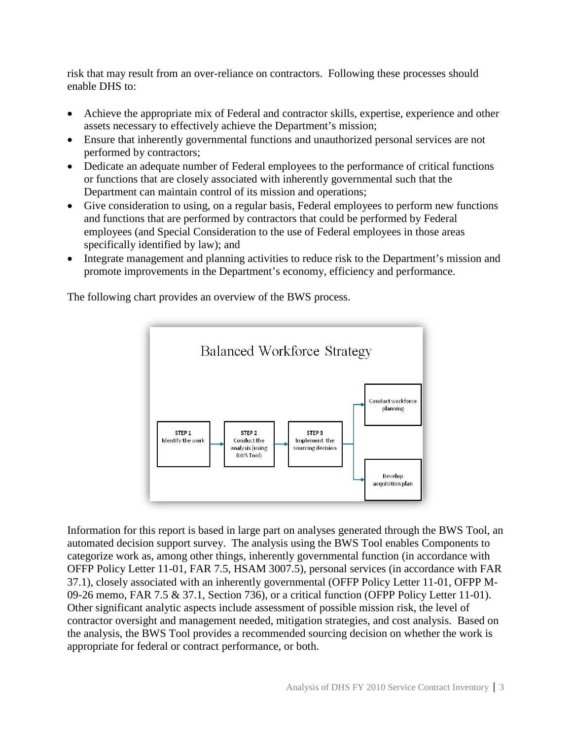risk that may result from an over-reliance on contractors. Following these processes should enable DHS to:

- Achieve the appropriate mix of Federal and contractor skills, expertise, experience and other assets necessary to effectively achieve the Department's mission;
- Ensure that inherently governmental functions and unauthorized personal services are not performed by contractors;
- Dedicate an adequate number of Federal employees to the performance of critical functions or functions that are closely associated with inherently governmental such that the Department can maintain control of its mission and operations;
- Give consideration to using, on a regular basis, Federal employees to perform new functions and functions that are performed by contractors that could be performed by Federal employees (and Special Consideration to the use of Federal employees in those areas specifically identified by law); and
- Integrate management and planning activities to reduce risk to the Department's mission and promote improvements in the Department's economy, efficiency and performance.

The following chart provides an overview of the BWS process.

**Balanced Workforce Strategy**

STEP 1 Identify the work → STEP 2 Conduct the analysis (using BWS Tool) → STEP 3 Implement the sourcing decision → Conduct workforce planning / Develop acquisition plan

Information for this report is based in large part on analyses generated through the BWS Tool, an automated decision support survey. The analysis using the BWS Tool enables Components to categorize work as, among other things, inherently governmental function (in accordance with OFFP Policy Letter 11-01, FAR 7.5, HSAM 3007.5), personal services (in accordance with FAR 37.1), closely associated with an inherently governmental (OFFP Policy Letter 11-01, OFPP M-09-26 memo, FAR 7.5 & 37.1, Section 736), or a critical function (OFPP Policy Letter 11-01). Other significant analytic aspects include assessment of possible mission risk, the level of contractor oversight and management needed, mitigation strategies, and cost analysis. Based on the analysis, the BWS Tool provides a recommended sourcing decision on whether the work is appropriate for federal or contract performance, or both.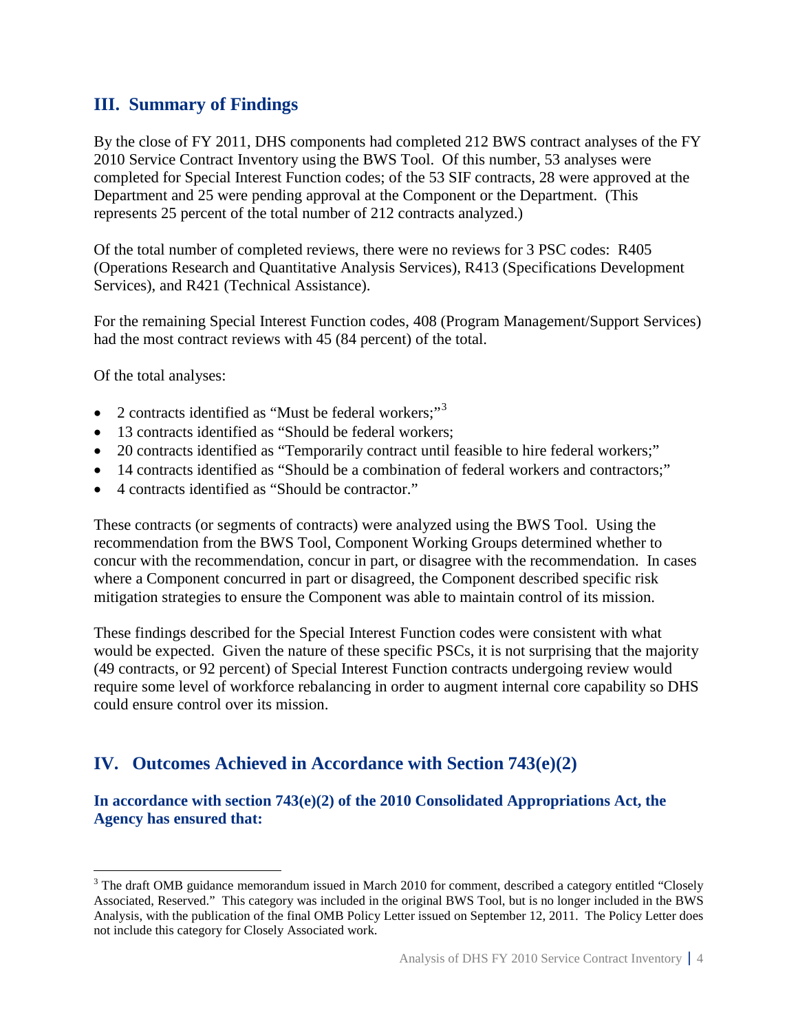## III. Summary of Findings

By the close of FY 2011, DHS components had completed 212 BWS contract analyses of the FY 2010 Service Contract Inventory using the BWS Tool. Of this number, 53 analyses were completed for Special Interest Function codes; of the 53 SIF contracts, 28 were approved at the Department and 25 were pending approval at the Component or the Department. (This represents 25 percent of the total number of 212 contracts analyzed.)

Of the total number of completed reviews, there were no reviews for 3 PSC codes: R405 (Operations Research and Quantitative Analysis Services), R413 (Specifications Development Services), and R421 (Technical Assistance).

For the remaining Special Interest Function codes, 408 (Program Management/Support Services) had the most contract reviews with 45 (84 percent) of the total.

Of the total analyses:

- 2 contracts identified as "Must be federal workers;"[3]
- 13 contracts identified as "Should be federal workers;
- 20 contracts identified as "Temporarily contract until feasible to hire federal workers;"
- 14 contracts identified as "Should be a combination of federal workers and contractors;"
- 4 contracts identified as "Should be contractor."

These contracts (or segments of contracts) were analyzed using the BWS Tool. Using the recommendation from the BWS Tool, Component Working Groups determined whether to concur with the recommendation, concur in part, or disagree with the recommendation. In cases where a Component concurred in part or disagreed, the Component described specific risk mitigation strategies to ensure the Component was able to maintain control of its mission.

These findings described for the Special Interest Function codes were consistent with what would be expected. Given the nature of these specific PSCs, it is not surprising that the majority (49 contracts, or 92 percent) of Special Interest Function contracts undergoing review would require some level of workforce rebalancing in order to augment internal core capability so DHS could ensure control over its mission.

## IV. Outcomes Achieved in Accordance with Section 743(e)(2)

**In accordance with section 743(e)(2) of the 2010 Consolidated Appropriations Act, the Agency has ensured that:**

[3] The draft OMB guidance memorandum issued in March 2010 for comment, described a category entitled "Closely Associated, Reserved." This category was included in the original BWS Tool, but is no longer included in the BWS Analysis, with the publication of the final OMB Policy Letter issued on September 12, 2011. The Policy Letter does not include this category for Closely Associated work.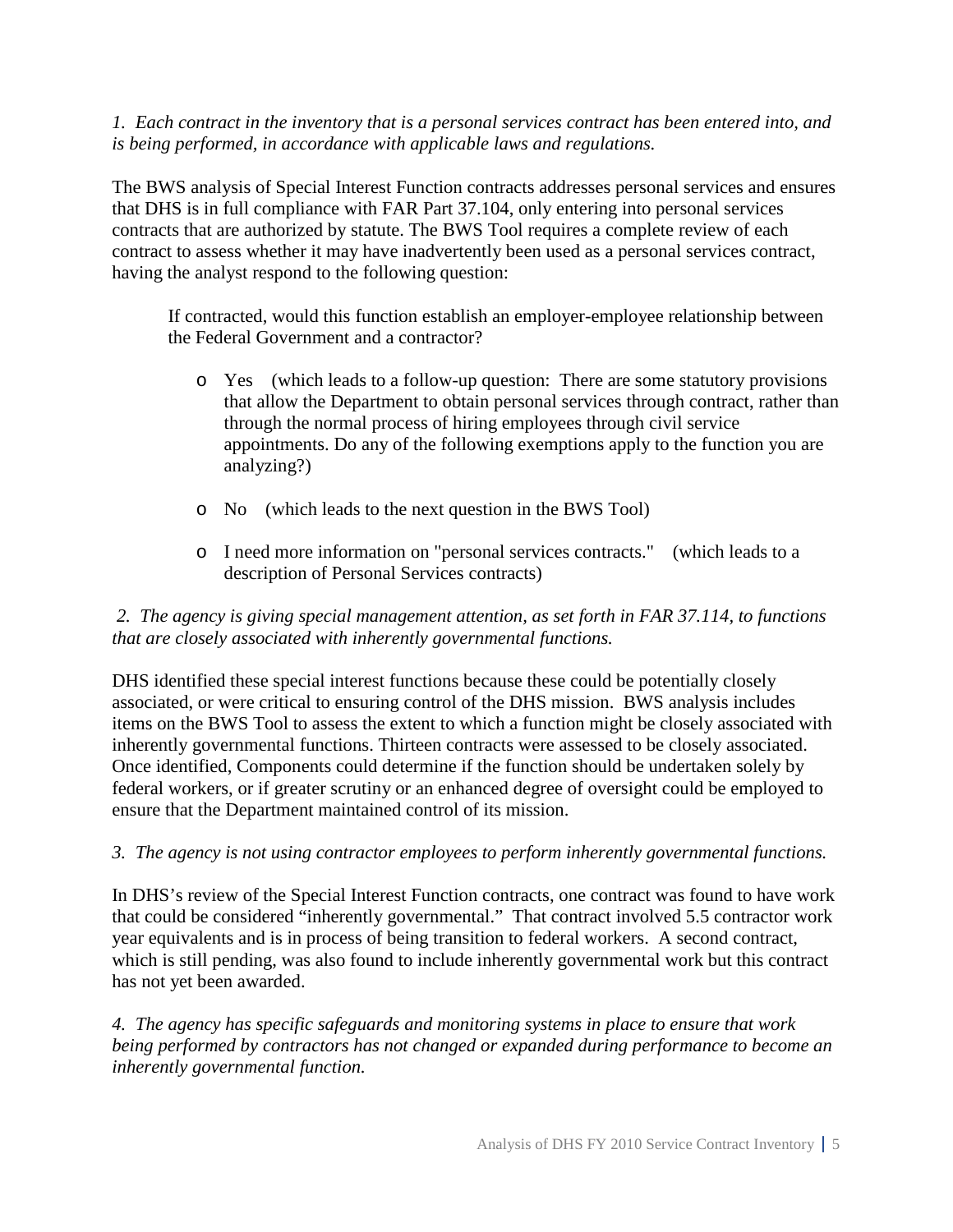*1. Each contract in the inventory that is a personal services contract has been entered into, and is being performed, in accordance with applicable laws and regulations.*

The BWS analysis of Special Interest Function contracts addresses personal services and ensures that DHS is in full compliance with FAR Part 37.104, only entering into personal services contracts that are authorized by statute. The BWS Tool requires a complete review of each contract to assess whether it may have inadvertently been used as a personal services contract, having the analyst respond to the following question:

> If contracted, would this function establish an employer-employee relationship between the Federal Government and a contractor?
>
> - Yes (which leads to a follow-up question: There are some statutory provisions that allow the Department to obtain personal services through contract, rather than through the normal process of hiring employees through civil service appointments. Do any of the following exemptions apply to the function you are analyzing?)
> - No (which leads to the next question in the BWS Tool)
> - I need more information on "personal services contracts." (which leads to a description of Personal Services contracts)

*2. The agency is giving special management attention, as set forth in FAR 37.114, to functions that are closely associated with inherently governmental functions.*

DHS identified these special interest functions because these could be potentially closely associated, or were critical to ensuring control of the DHS mission. BWS analysis includes items on the BWS Tool to assess the extent to which a function might be closely associated with inherently governmental functions. Thirteen contracts were assessed to be closely associated. Once identified, Components could determine if the function should be undertaken solely by federal workers, or if greater scrutiny or an enhanced degree of oversight could be employed to ensure that the Department maintained control of its mission.

*3. The agency is not using contractor employees to perform inherently governmental functions.*

In DHS's review of the Special Interest Function contracts, one contract was found to have work that could be considered "inherently governmental." That contract involved 5.5 contractor work year equivalents and is in process of being transition to federal workers. A second contract, which is still pending, was also found to include inherently governmental work but this contract has not yet been awarded.

*4. The agency has specific safeguards and monitoring systems in place to ensure that work being performed by contractors has not changed or expanded during performance to become an inherently governmental function.*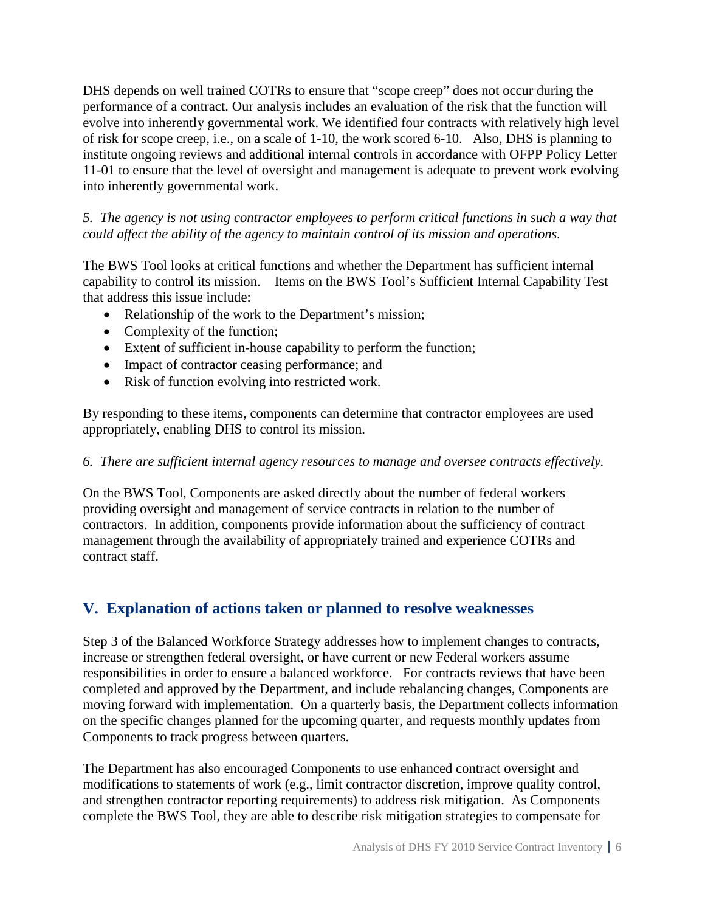DHS depends on well trained COTRs to ensure that "scope creep" does not occur during the performance of a contract. Our analysis includes an evaluation of the risk that the function will evolve into inherently governmental work. We identified four contracts with relatively high level of risk for scope creep, i.e., on a scale of 1-10, the work scored 6-10. Also, DHS is planning to institute ongoing reviews and additional internal controls in accordance with OFPP Policy Letter 11-01 to ensure that the level of oversight and management is adequate to prevent work evolving into inherently governmental work.

*5. The agency is not using contractor employees to perform critical functions in such a way that could affect the ability of the agency to maintain control of its mission and operations.*

The BWS Tool looks at critical functions and whether the Department has sufficient internal capability to control its mission. Items on the BWS Tool's Sufficient Internal Capability Test that address this issue include:

- Relationship of the work to the Department's mission;
- Complexity of the function;
- Extent of sufficient in-house capability to perform the function;
- Impact of contractor ceasing performance; and
- Risk of function evolving into restricted work.

By responding to these items, components can determine that contractor employees are used appropriately, enabling DHS to control its mission.

*6. There are sufficient internal agency resources to manage and oversee contracts effectively.*

On the BWS Tool, Components are asked directly about the number of federal workers providing oversight and management of service contracts in relation to the number of contractors. In addition, components provide information about the sufficiency of contract management through the availability of appropriately trained and experience COTRs and contract staff.

## V. Explanation of actions taken or planned to resolve weaknesses

Step 3 of the Balanced Workforce Strategy addresses how to implement changes to contracts, increase or strengthen federal oversight, or have current or new Federal workers assume responsibilities in order to ensure a balanced workforce. For contracts reviews that have been completed and approved by the Department, and include rebalancing changes, Components are moving forward with implementation. On a quarterly basis, the Department collects information on the specific changes planned for the upcoming quarter, and requests monthly updates from Components to track progress between quarters.

The Department has also encouraged Components to use enhanced contract oversight and modifications to statements of work (e.g., limit contractor discretion, improve quality control, and strengthen contractor reporting requirements) to address risk mitigation. As Components complete the BWS Tool, they are able to describe risk mitigation strategies to compensate for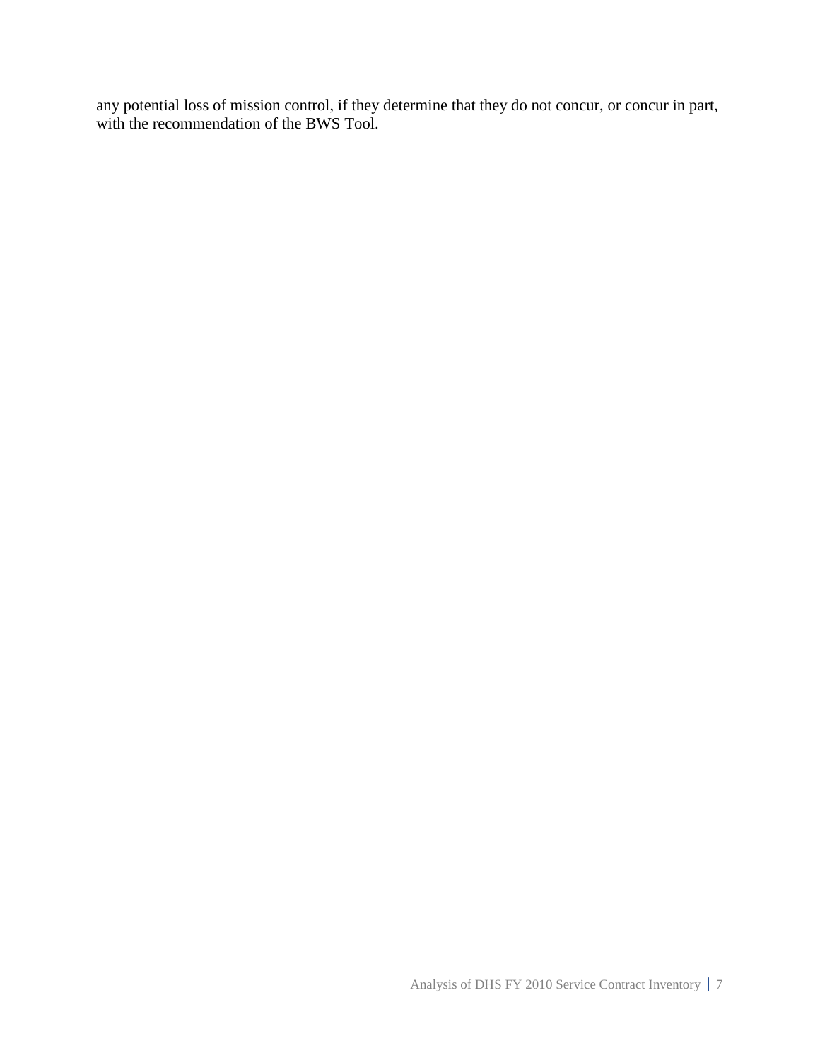any potential loss of mission control, if they determine that they do not concur, or concur in part, with the recommendation of the BWS Tool.